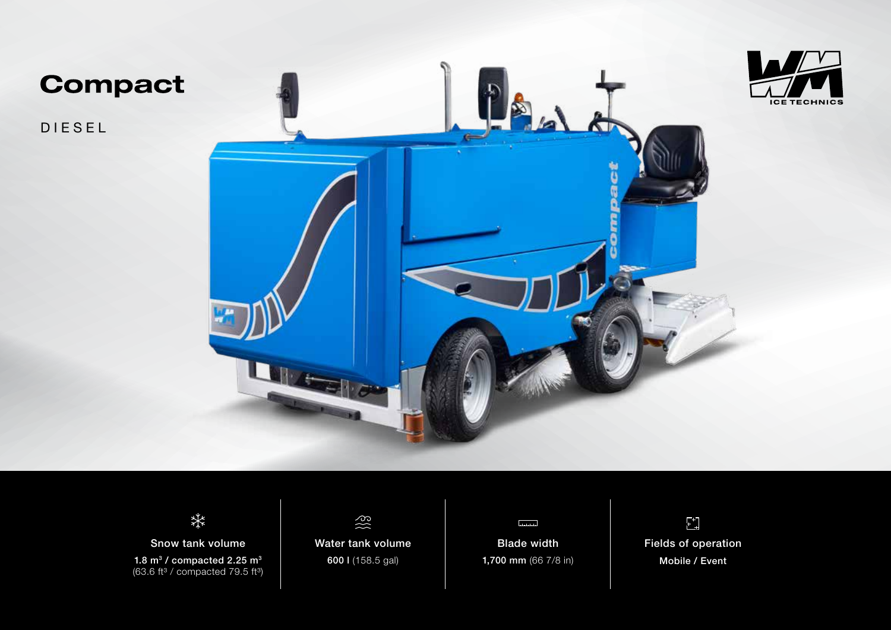# Compact

DIESEL

WM ICE TECHNICS

| Snow tank volume | Water tank volume | Blade width | Fields of operation |
|---|---|---|---|
| **1.8 m³ / compacted 2.25 m³** (63.6 ft³ / compacted 79.5 ft³) | **600 l** (158.5 gal) | **1,700 mm** (66 7/8 in) | **Mobile / Event** |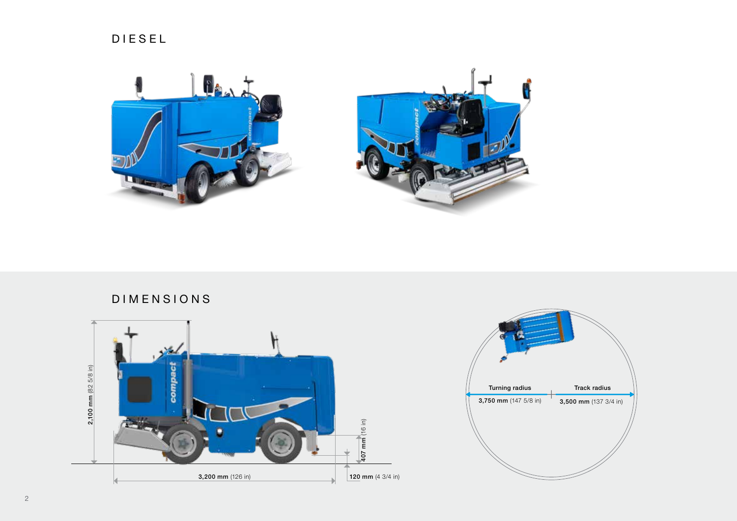# DIESEL

# DIMENSIONS

2,100 mm (82 5/8 in)

407 mm (16 in)

3,200 mm (126 in)

120 mm (4 3/4 in)

Turning radius

3,750 mm (147 5/8 in)

Track radius

3,500 mm (137 3/4 in)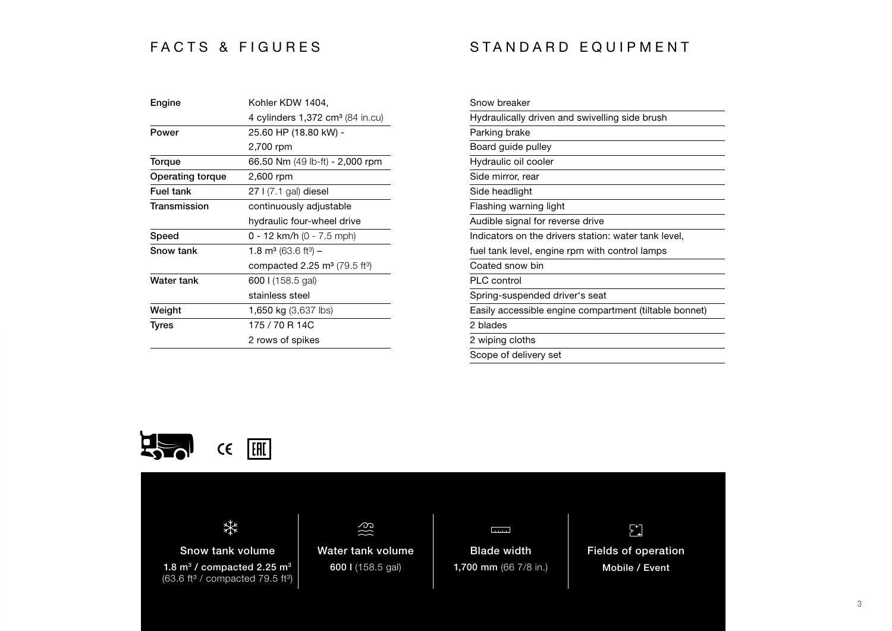## FACTS & FIGURES

| | |
|---|---|
| Engine | Kohler KDW 1404, 4 cylinders 1,372 cm³ (84 in.cu) |
| Power | 25.60 HP (18.80 kW) - 2,700 rpm |
| Torque | 66.50 Nm (49 lb-ft) - 2,000 rpm |
| Operating torque | 2,600 rpm |
| Fuel tank | 27 l (7.1 gal) diesel |
| Transmission | continuously adjustable hydraulic four-wheel drive |
| Speed | 0 - 12 km/h (0 - 7.5 mph) |
| Snow tank | 1.8 m³ (63.6 ft³) – compacted 2.25 m³ (79.5 ft³) |
| Water tank | 600 l (158.5 gal) stainless steel |
| Weight | 1,650 kg (3,637 lbs) |
| Tyres | 175 / 70 R 14C 2 rows of spikes |

## STANDARD EQUIPMENT

- Snow breaker
- Hydraulically driven and swivelling side brush
- Parking brake
- Board guide pulley
- Hydraulic oil cooler
- Side mirror, rear
- Side headlight
- Flashing warning light
- Audible signal for reverse drive
- Indicators on the drivers station: water tank level, fuel tank level, engine rpm with control lamps
- Coated snow bin
- PLC control
- Spring-suspended driver's seat
- Easily accessible engine compartment (tiltable bonnet)
- 2 blades
- 2 wiping cloths
- Scope of delivery set

CE EAC

| Snow tank volume | Water tank volume | Blade width | Fields of operation |
|---|---|---|---|
| **1.8 m³ / compacted 2.25 m³** (63.6 ft³ / compacted 79.5 ft³) | **600 l** (158.5 gal) | **1,700 mm** (66 7/8 in.) | **Mobile / Event** |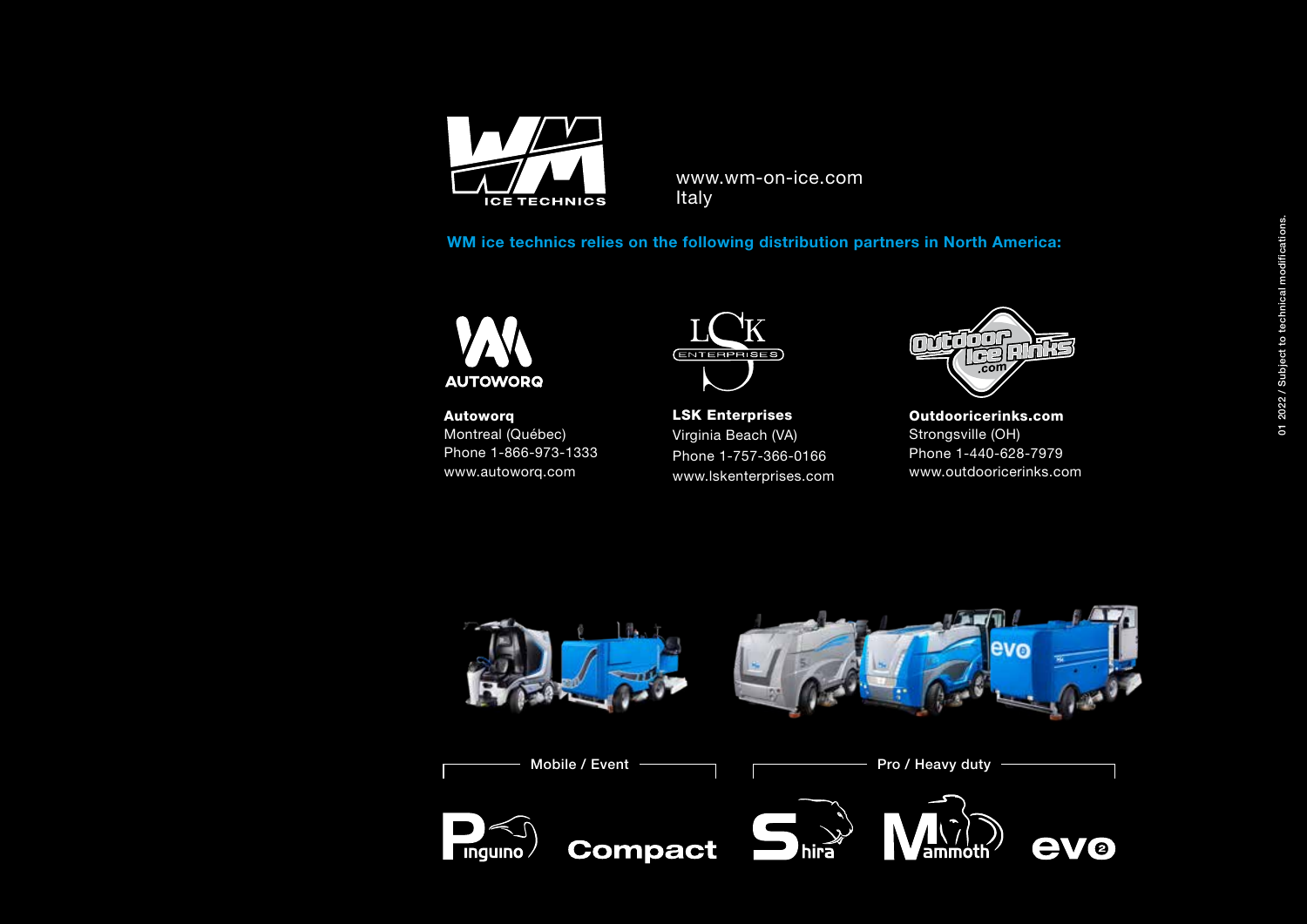WM ICE TECHNICS

www.wm-on-ice.com
Italy

**WM ice technics relies on the following distribution partners in North America:**

**Autoworq**
Montreal (Québec)
Phone 1-866-973-1333
www.autoworq.com

**LSK Enterprises**
Virginia Beach (VA)
Phone 1-757-366-0166
www.lskenterprises.com

**Outdooricerinks.com**
Strongsville (OH)
Phone 1-440-628-7979
www.outdooricerinks.com

Mobile / Event

Pinguino — Compact

Pro / Heavy duty

Shira — Mammoth — evo2

01 2022 / Subject to technical modifications.